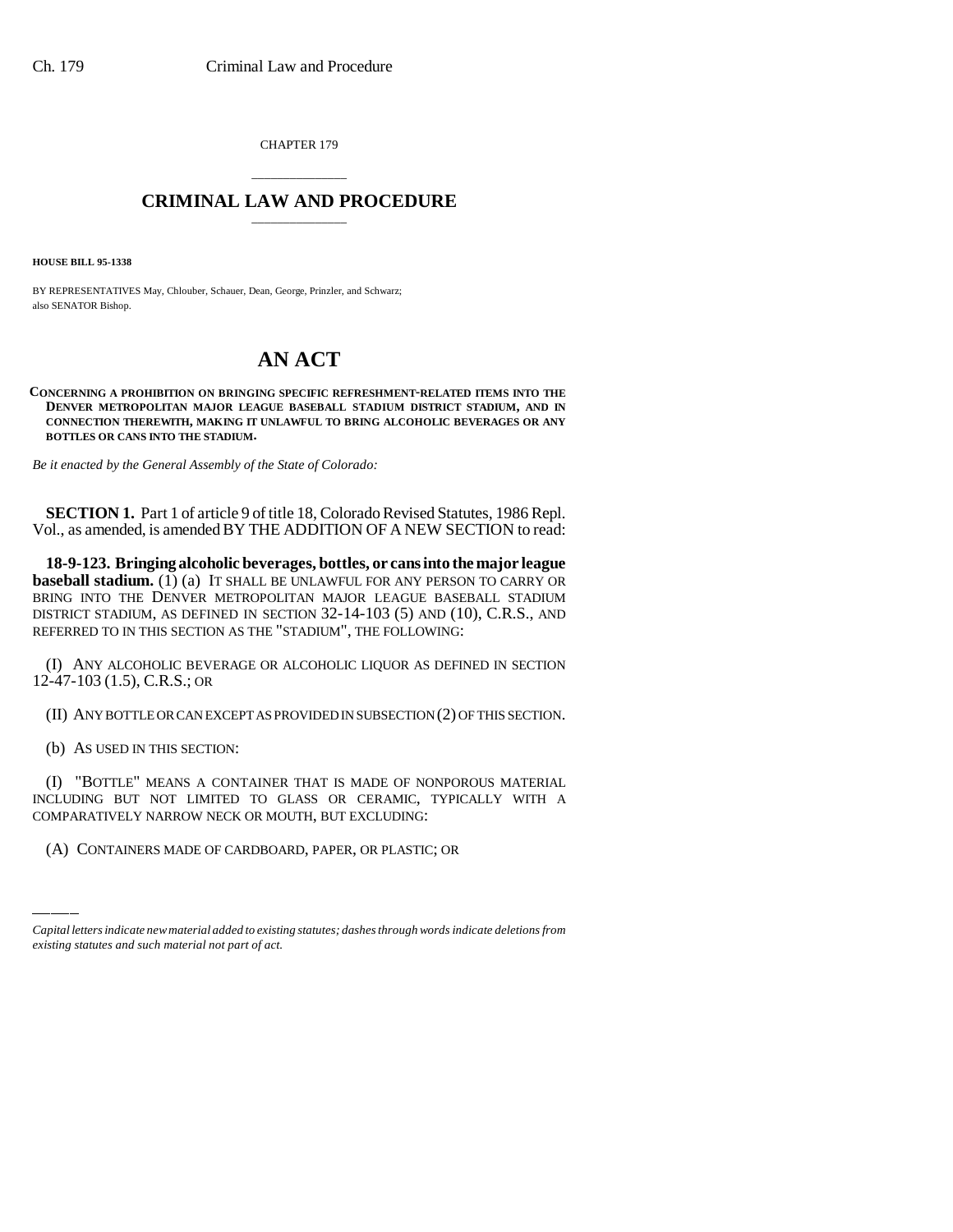CHAPTER 179

# CRIMINAL LAW AND PROCEDURE

**HOUSE BILL 95-1338**

BY REPRESENTATIVES May, Chlouber, Schauer, Dean, George, Prinzler, and Schwarz;
also SENATOR Bishop.

# AN ACT

**CONCERNING A PROHIBITION ON BRINGING SPECIFIC REFRESHMENT-RELATED ITEMS INTO THE DENVER METROPOLITAN MAJOR LEAGUE BASEBALL STADIUM DISTRICT STADIUM, AND IN CONNECTION THEREWITH, MAKING IT UNLAWFUL TO BRING ALCOHOLIC BEVERAGES OR ANY BOTTLES OR CANS INTO THE STADIUM.**

*Be it enacted by the General Assembly of the State of Colorado:*

**SECTION 1.** Part 1 of article 9 of title 18, Colorado Revised Statutes, 1986 Repl. Vol., as amended, is amended BY THE ADDITION OF A NEW SECTION to read:

**18-9-123. Bringing alcoholic beverages, bottles, or cans into the major league baseball stadium.** (1) (a) IT SHALL BE UNLAWFUL FOR ANY PERSON TO CARRY OR BRING INTO THE DENVER METROPOLITAN MAJOR LEAGUE BASEBALL STADIUM DISTRICT STADIUM, AS DEFINED IN SECTION 32-14-103 (5) AND (10), C.R.S., AND REFERRED TO IN THIS SECTION AS THE "STADIUM", THE FOLLOWING:

(I) ANY ALCOHOLIC BEVERAGE OR ALCOHOLIC LIQUOR AS DEFINED IN SECTION 12-47-103 (1.5), C.R.S.; OR

(II) ANY BOTTLE OR CAN EXCEPT AS PROVIDED IN SUBSECTION (2) OF THIS SECTION.

(b) AS USED IN THIS SECTION:

(I) "BOTTLE" MEANS A CONTAINER THAT IS MADE OF NONPOROUS MATERIAL INCLUDING BUT NOT LIMITED TO GLASS OR CERAMIC, TYPICALLY WITH A COMPARATIVELY NARROW NECK OR MOUTH, BUT EXCLUDING:

(A) CONTAINERS MADE OF CARDBOARD, PAPER, OR PLASTIC; OR

*Capital letters indicate new material added to existing statutes; dashes through words indicate deletions from existing statutes and such material not part of act.*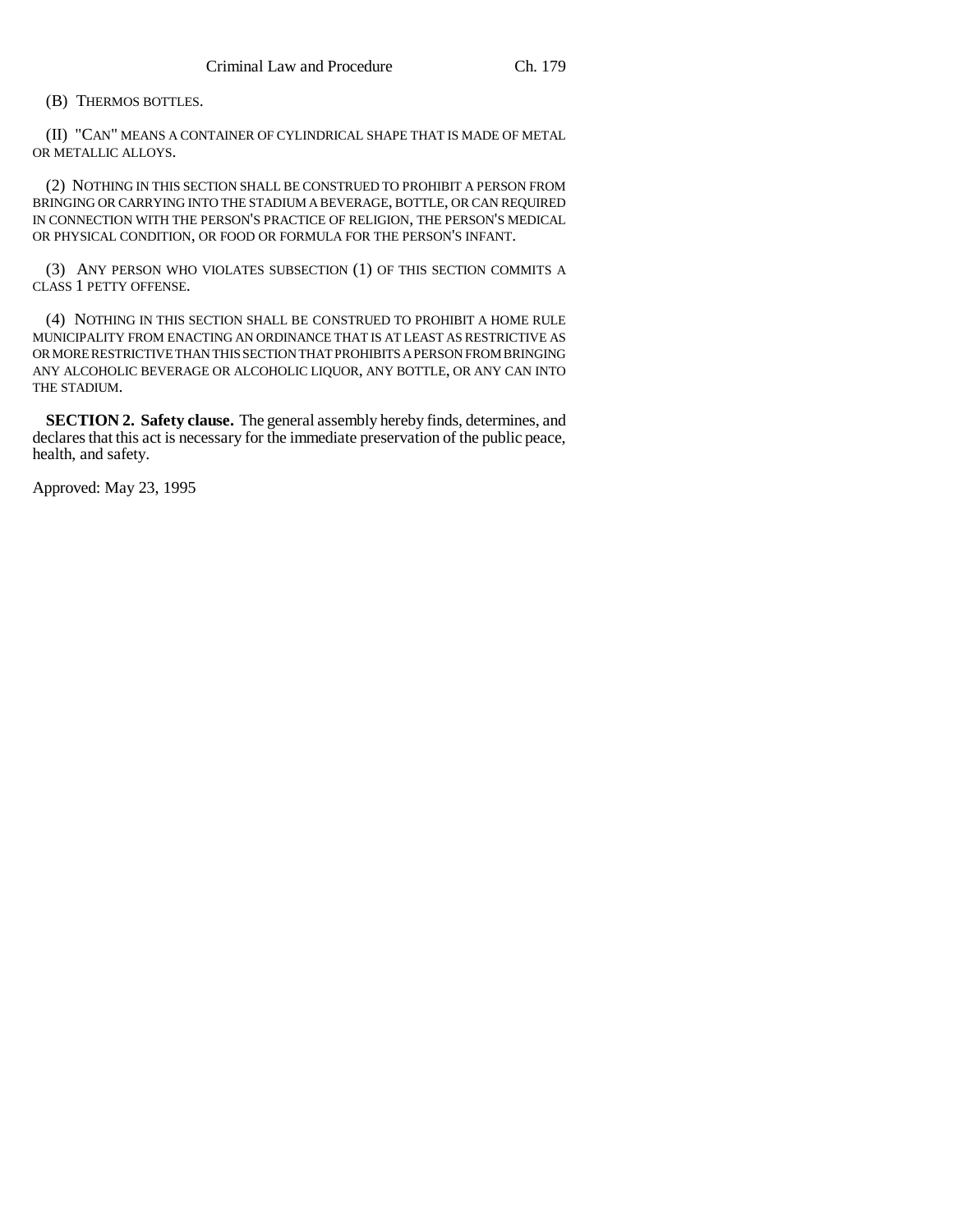(B) THERMOS BOTTLES.

(II) "CAN" MEANS A CONTAINER OF CYLINDRICAL SHAPE THAT IS MADE OF METAL OR METALLIC ALLOYS.

(2) NOTHING IN THIS SECTION SHALL BE CONSTRUED TO PROHIBIT A PERSON FROM BRINGING OR CARRYING INTO THE STADIUM A BEVERAGE, BOTTLE, OR CAN REQUIRED IN CONNECTION WITH THE PERSON'S PRACTICE OF RELIGION, THE PERSON'S MEDICAL OR PHYSICAL CONDITION, OR FOOD OR FORMULA FOR THE PERSON'S INFANT.

(3) ANY PERSON WHO VIOLATES SUBSECTION (1) OF THIS SECTION COMMITS A CLASS 1 PETTY OFFENSE.

(4) NOTHING IN THIS SECTION SHALL BE CONSTRUED TO PROHIBIT A HOME RULE MUNICIPALITY FROM ENACTING AN ORDINANCE THAT IS AT LEAST AS RESTRICTIVE AS OR MORE RESTRICTIVE THAN THIS SECTION THAT PROHIBITS A PERSON FROM BRINGING ANY ALCOHOLIC BEVERAGE OR ALCOHOLIC LIQUOR, ANY BOTTLE, OR ANY CAN INTO THE STADIUM.

**SECTION 2. Safety clause.** The general assembly hereby finds, determines, and declares that this act is necessary for the immediate preservation of the public peace, health, and safety.

Approved: May 23, 1995